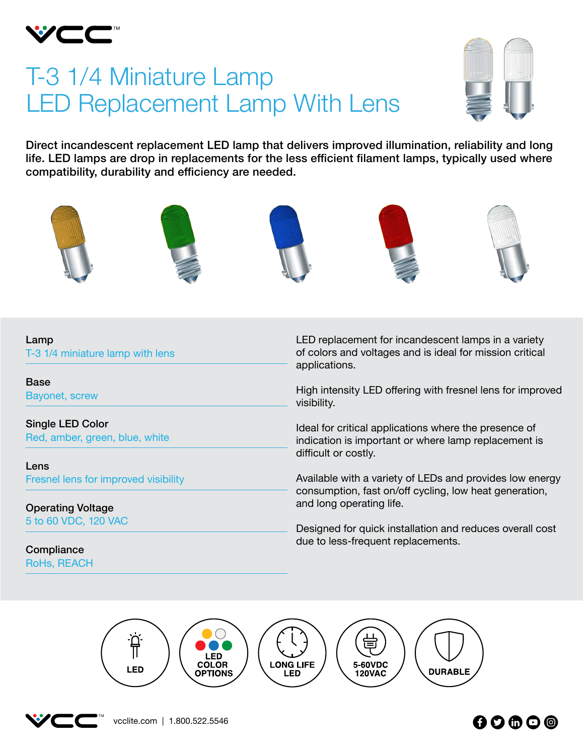# T-3 1/4 Miniature Lamp
# LED Replacement Lamp With Lens

**Direct incandescent replacement LED lamp that delivers improved illumination, reliability and long life. LED lamps are drop in replacements for the less efficient filament lamps, typically used where compatibility, durability and efficiency are needed.**

**Lamp**
T-3 1/4 miniature lamp with lens

**Base**
Bayonet, screw

**Single LED Color**
Red, amber, green, blue, white

**Lens**
Fresnel lens for improved visibility

**Operating Voltage**
5 to 60 VDC, 120 VAC

**Compliance**
RoHs, REACH

LED replacement for incandescent lamps in a variety of colors and voltages and is ideal for mission critical applications.

High intensity LED offering with fresnel lens for improved visibility.

Ideal for critical applications where the presence of indication is important or where lamp replacement is difficult or costly.

Available with a variety of LEDs and provides low energy consumption, fast on/off cycling, low heat generation, and long operating life.

Designed for quick installation and reduces overall cost due to less-frequent replacements.

LED | LED COLOR OPTIONS | LONG LIFE LED | 5-60VDC 120VAC | DURABLE

vcclite.com | 1.800.522.5546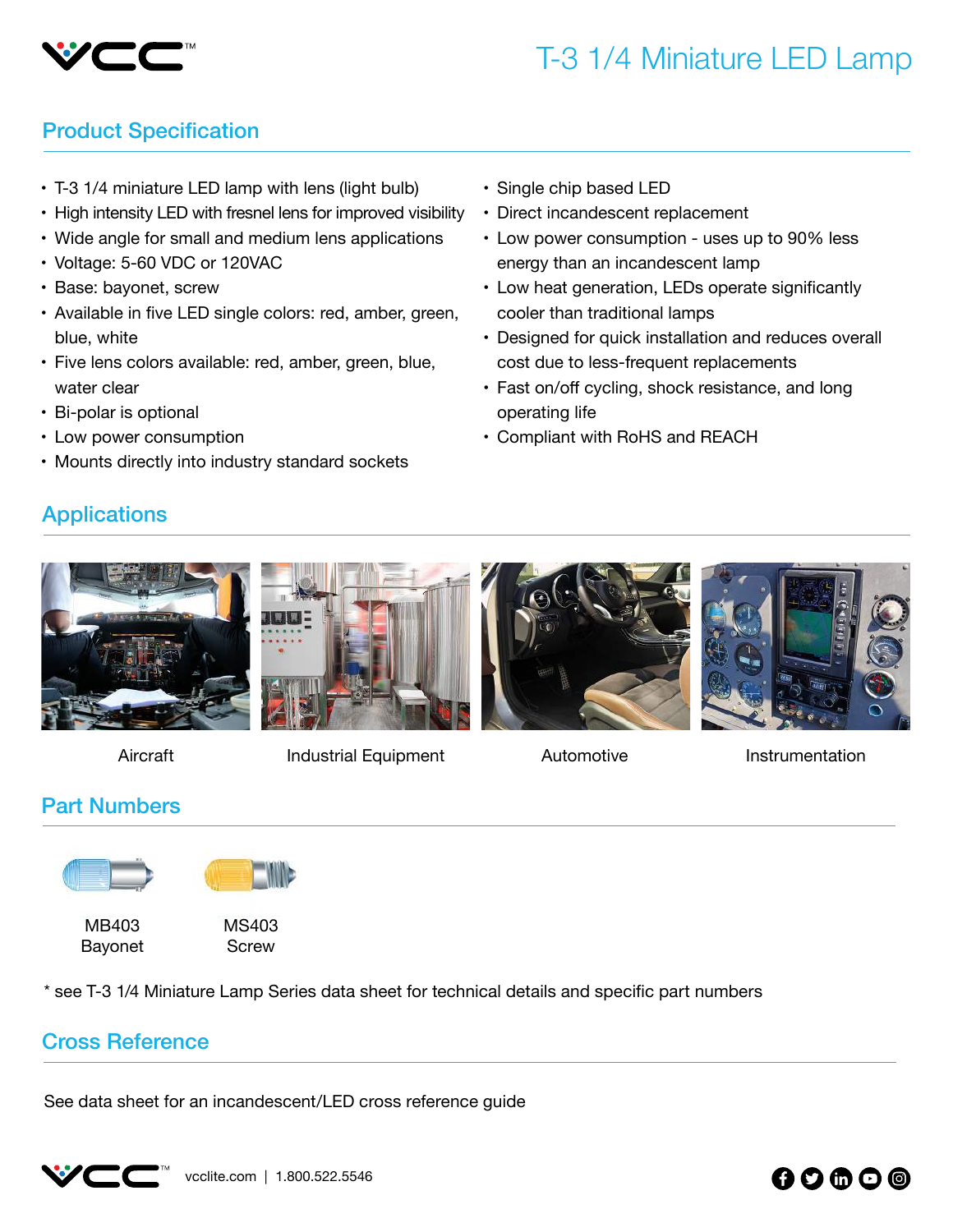# T-3 1/4 Miniature LED Lamp

## Product Specification

- T-3 1/4 miniature LED lamp with lens (light bulb)
- High intensity LED with fresnel lens for improved visibility
- Wide angle for small and medium lens applications
- Voltage: 5-60 VDC or 120VAC
- Base: bayonet, screw
- Available in five LED single colors: red, amber, green, blue, white
- Five lens colors available: red, amber, green, blue, water clear
- Bi-polar is optional
- Low power consumption
- Mounts directly into industry standard sockets
- Single chip based LED
- Direct incandescent replacement
- Low power consumption - uses up to 90% less energy than an incandescent lamp
- Low heat generation, LEDs operate significantly cooler than traditional lamps
- Designed for quick installation and reduces overall cost due to less-frequent replacements
- Fast on/off cycling, shock resistance, and long operating life
- Compliant with RoHS and REACH

## Applications

Aircraft

Industrial Equipment

Automotive

Instrumentation

## Part Numbers

MB403
Bayonet

MS403
Screw

* see T-3 1/4 Miniature Lamp Series data sheet for technical details and specific part numbers

## Cross Reference

See data sheet for an incandescent/LED cross reference guide

vcclite.com | 1.800.522.5546